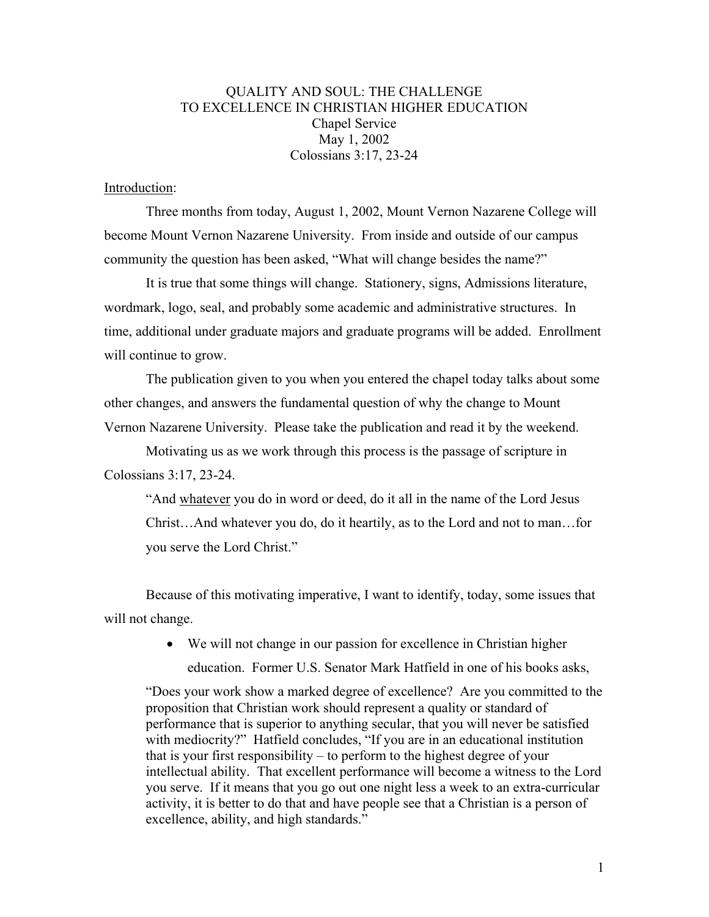# QUALITY AND SOUL: THE CHALLENGE TO EXCELLENCE IN CHRISTIAN HIGHER EDUCATION

Chapel Service
May 1, 2002
Colossians 3:17, 23-24

<u>Introduction</u>:

Three months from today, August 1, 2002, Mount Vernon Nazarene College will become Mount Vernon Nazarene University. From inside and outside of our campus community the question has been asked, "What will change besides the name?"

It is true that some things will change. Stationery, signs, Admissions literature, wordmark, logo, seal, and probably some academic and administrative structures. In time, additional under graduate majors and graduate programs will be added. Enrollment will continue to grow.

The publication given to you when you entered the chapel today talks about some other changes, and answers the fundamental question of why the change to Mount Vernon Nazarene University. Please take the publication and read it by the weekend.

Motivating us as we work through this process is the passage of scripture in Colossians 3:17, 23-24.

> "And <u>whatever</u> you do in word or deed, do it all in the name of the Lord Jesus Christ…And whatever you do, do it heartily, as to the Lord and not to man…for you serve the Lord Christ."

Because of this motivating imperative, I want to identify, today, some issues that will not change.

- We will not change in our passion for excellence in Christian higher education. Former U.S. Senator Mark Hatfield in one of his books asks,

> "Does your work show a marked degree of excellence? Are you committed to the proposition that Christian work should represent a quality or standard of performance that is superior to anything secular, that you will never be satisfied with mediocrity?" Hatfield concludes, "If you are in an educational institution that is your first responsibility – to perform to the highest degree of your intellectual ability. That excellent performance will become a witness to the Lord you serve. If it means that you go out one night less a week to an extra-curricular activity, it is better to do that and have people see that a Christian is a person of excellence, ability, and high standards."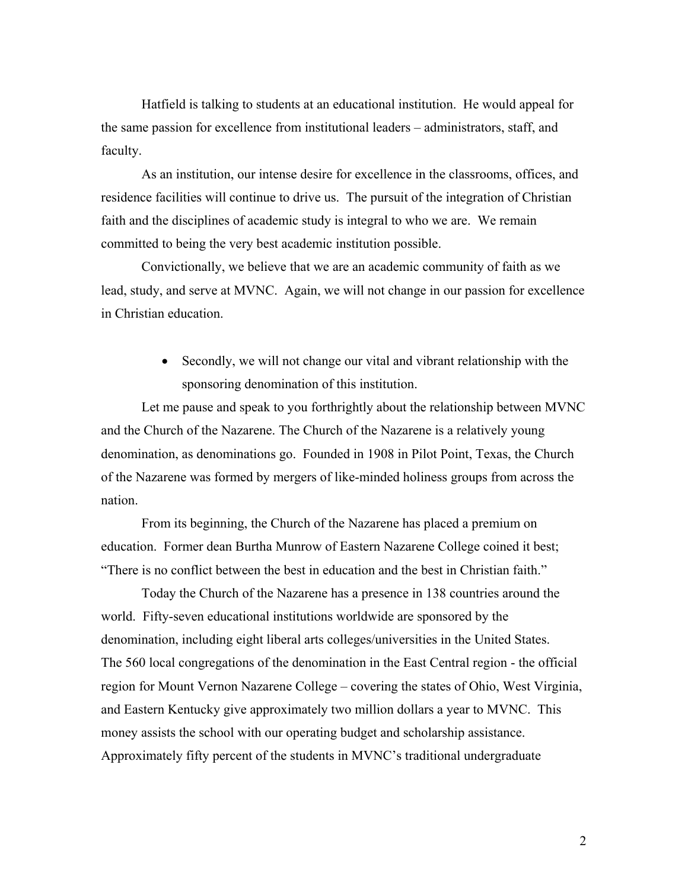Hatfield is talking to students at an educational institution. He would appeal for the same passion for excellence from institutional leaders – administrators, staff, and faculty.

As an institution, our intense desire for excellence in the classrooms, offices, and residence facilities will continue to drive us. The pursuit of the integration of Christian faith and the disciplines of academic study is integral to who we are. We remain committed to being the very best academic institution possible.

Convictionally, we believe that we are an academic community of faith as we lead, study, and serve at MVNC. Again, we will not change in our passion for excellence in Christian education.

- Secondly, we will not change our vital and vibrant relationship with the sponsoring denomination of this institution.

Let me pause and speak to you forthrightly about the relationship between MVNC and the Church of the Nazarene. The Church of the Nazarene is a relatively young denomination, as denominations go. Founded in 1908 in Pilot Point, Texas, the Church of the Nazarene was formed by mergers of like-minded holiness groups from across the nation.

From its beginning, the Church of the Nazarene has placed a premium on education. Former dean Burtha Munrow of Eastern Nazarene College coined it best; "There is no conflict between the best in education and the best in Christian faith."

Today the Church of the Nazarene has a presence in 138 countries around the world. Fifty-seven educational institutions worldwide are sponsored by the denomination, including eight liberal arts colleges/universities in the United States. The 560 local congregations of the denomination in the East Central region - the official region for Mount Vernon Nazarene College – covering the states of Ohio, West Virginia, and Eastern Kentucky give approximately two million dollars a year to MVNC. This money assists the school with our operating budget and scholarship assistance. Approximately fifty percent of the students in MVNC's traditional undergraduate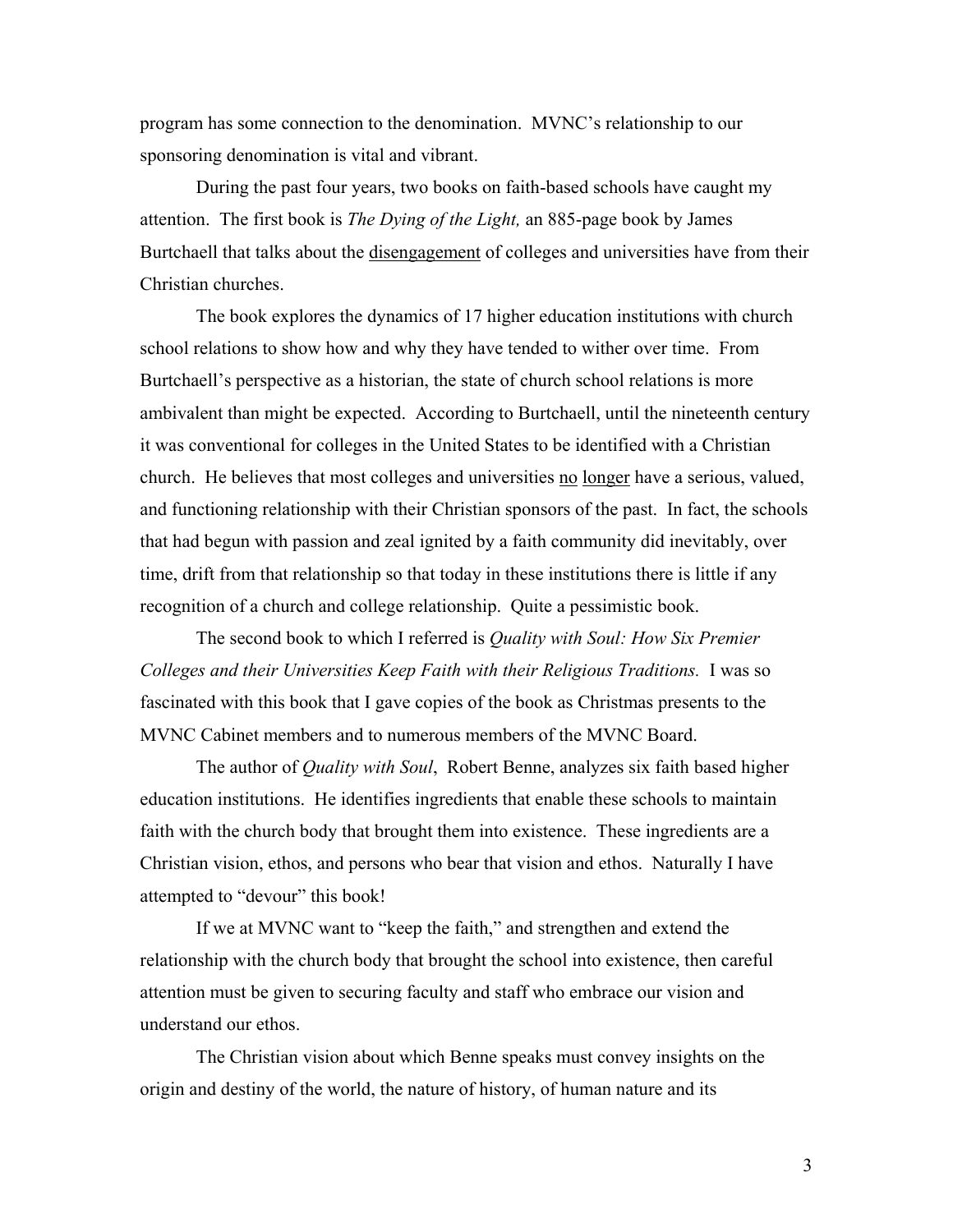program has some connection to the denomination.  MVNC's relationship to our sponsoring denomination is vital and vibrant.

During the past four years, two books on faith-based schools have caught my attention.  The first book is *The Dying of the Light,* an 885-page book by James Burtchaell that talks about the <u>disengagement</u> of colleges and universities have from their Christian churches.

The book explores the dynamics of 17 higher education institutions with church school relations to show how and why they have tended to wither over time.  From Burtchaell's perspective as a historian, the state of church school relations is more ambivalent than might be expected.  According to Burtchaell, until the nineteenth century it was conventional for colleges in the United States to be identified with a Christian church.  He believes that most colleges and universities <u>no</u> <u>longer</u> have a serious, valued, and functioning relationship with their Christian sponsors of the past.  In fact, the schools that had begun with passion and zeal ignited by a faith community did inevitably, over time, drift from that relationship so that today in these institutions there is little if any recognition of a church and college relationship.  Quite a pessimistic book.

The second book to which I referred is *Quality with Soul: How Six Premier Colleges and their Universities Keep Faith with their Religious Traditions.*  I was so fascinated with this book that I gave copies of the book as Christmas presents to the MVNC Cabinet members and to numerous members of the MVNC Board.

The author of *Quality with Soul*,  Robert Benne, analyzes six faith based higher education institutions.  He identifies ingredients that enable these schools to maintain faith with the church body that brought them into existence.  These ingredients are a Christian vision, ethos, and persons who bear that vision and ethos.  Naturally I have attempted to "devour" this book!

If we at MVNC want to "keep the faith," and strengthen and extend the relationship with the church body that brought the school into existence, then careful attention must be given to securing faculty and staff who embrace our vision and understand our ethos.

The Christian vision about which Benne speaks must convey insights on the origin and destiny of the world, the nature of history, of human nature and its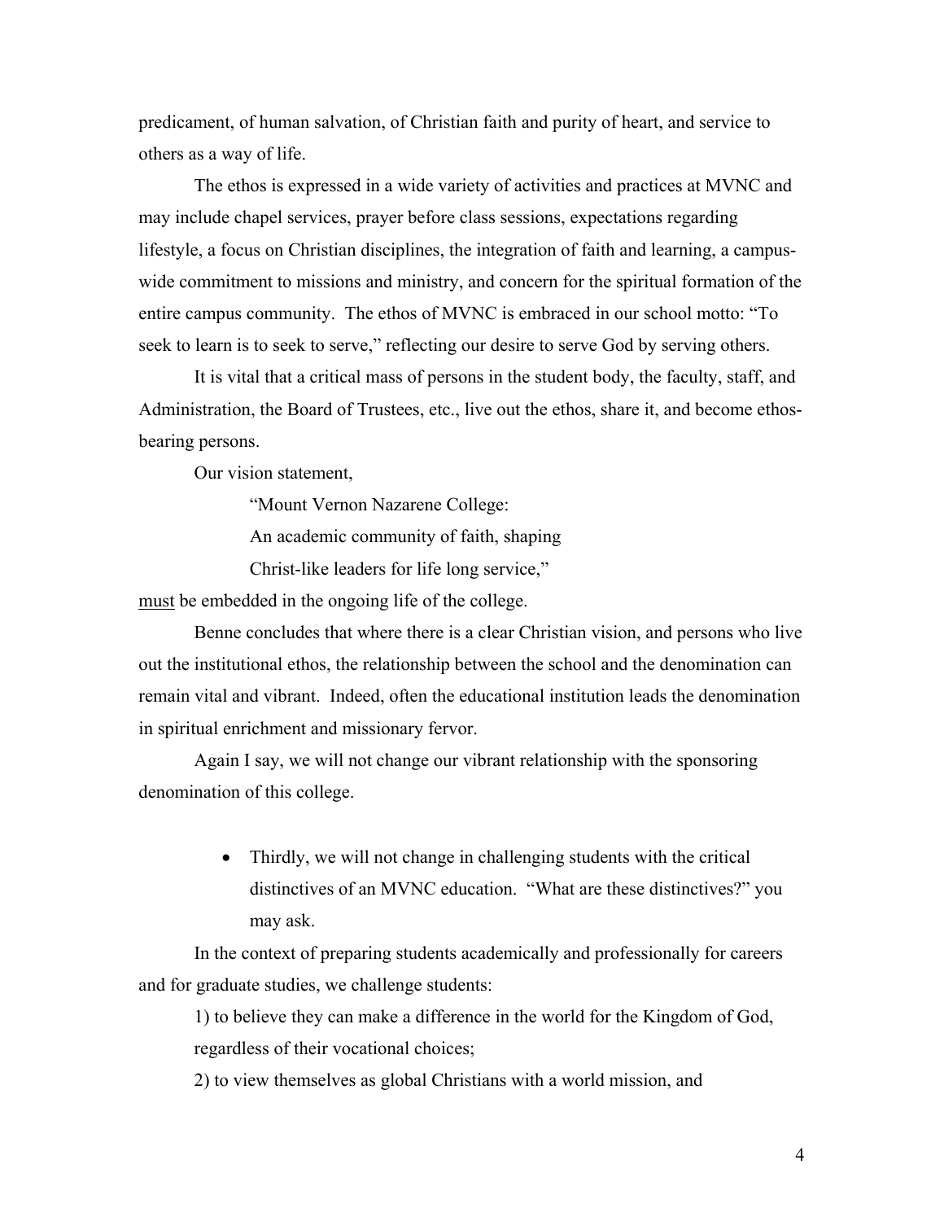predicament, of human salvation, of Christian faith and purity of heart, and service to others as a way of life.

The ethos is expressed in a wide variety of activities and practices at MVNC and may include chapel services, prayer before class sessions, expectations regarding lifestyle, a focus on Christian disciplines, the integration of faith and learning, a campus-wide commitment to missions and ministry, and concern for the spiritual formation of the entire campus community. The ethos of MVNC is embraced in our school motto: "To seek to learn is to seek to serve," reflecting our desire to serve God by serving others.

It is vital that a critical mass of persons in the student body, the faculty, staff, and Administration, the Board of Trustees, etc., live out the ethos, share it, and become ethos-bearing persons.

Our vision statement,

> "Mount Vernon Nazarene College:
> An academic community of faith, shaping
> Christ-like leaders for life long service,"

<u>must</u> be embedded in the ongoing life of the college.

Benne concludes that where there is a clear Christian vision, and persons who live out the institutional ethos, the relationship between the school and the denomination can remain vital and vibrant. Indeed, often the educational institution leads the denomination in spiritual enrichment and missionary fervor.

Again I say, we will not change our vibrant relationship with the sponsoring denomination of this college.

- Thirdly, we will not change in challenging students with the critical distinctives of an MVNC education. "What are these distinctives?" you may ask.

In the context of preparing students academically and professionally for careers and for graduate studies, we challenge students:

1) to believe they can make a difference in the world for the Kingdom of God, regardless of their vocational choices;

2) to view themselves as global Christians with a world mission, and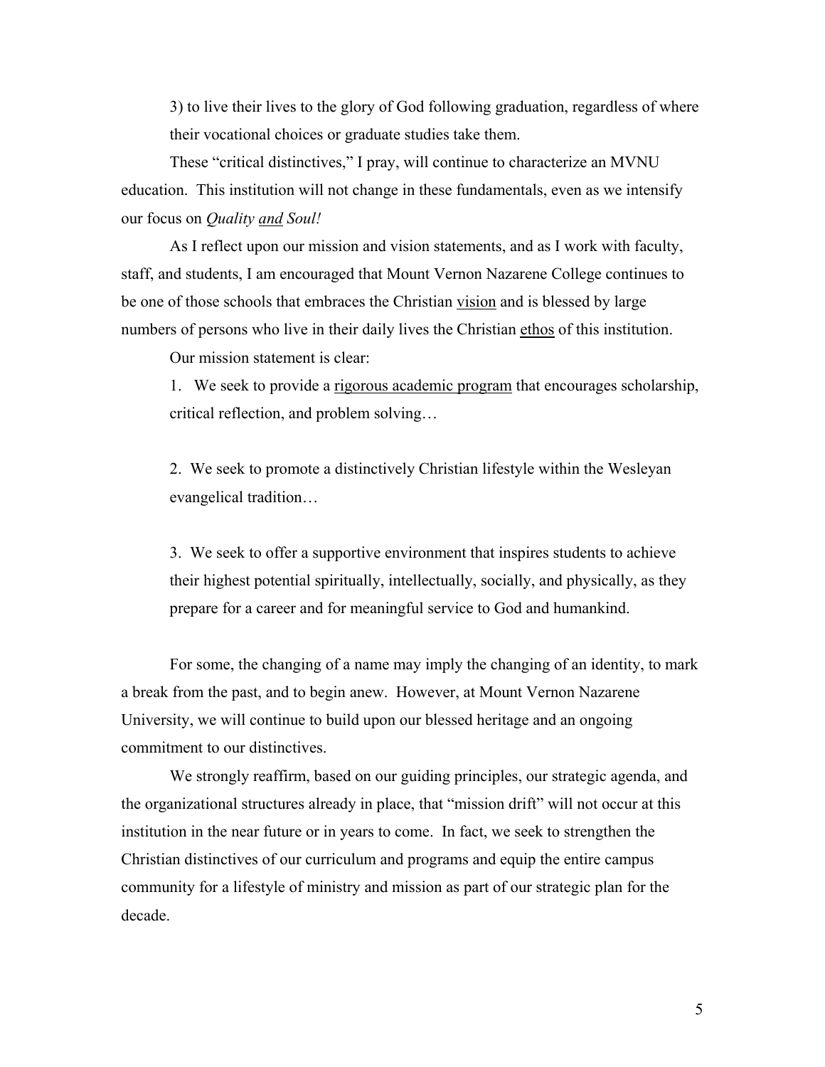3) to live their lives to the glory of God following graduation, regardless of where their vocational choices or graduate studies take them.

These "critical distinctives," I pray, will continue to characterize an MVNU education. This institution will not change in these fundamentals, even as we intensify our focus on *Quality and Soul!*

As I reflect upon our mission and vision statements, and as I work with faculty, staff, and students, I am encouraged that Mount Vernon Nazarene College continues to be one of those schools that embraces the Christian vision and is blessed by large numbers of persons who live in their daily lives the Christian ethos of this institution.

Our mission statement is clear:

1. We seek to provide a rigorous academic program that encourages scholarship, critical reflection, and problem solving…

2. We seek to promote a distinctively Christian lifestyle within the Wesleyan evangelical tradition…

3. We seek to offer a supportive environment that inspires students to achieve their highest potential spiritually, intellectually, socially, and physically, as they prepare for a career and for meaningful service to God and humankind.

For some, the changing of a name may imply the changing of an identity, to mark a break from the past, and to begin anew. However, at Mount Vernon Nazarene University, we will continue to build upon our blessed heritage and an ongoing commitment to our distinctives.

We strongly reaffirm, based on our guiding principles, our strategic agenda, and the organizational structures already in place, that "mission drift" will not occur at this institution in the near future or in years to come. In fact, we seek to strengthen the Christian distinctives of our curriculum and programs and equip the entire campus community for a lifestyle of ministry and mission as part of our strategic plan for the decade.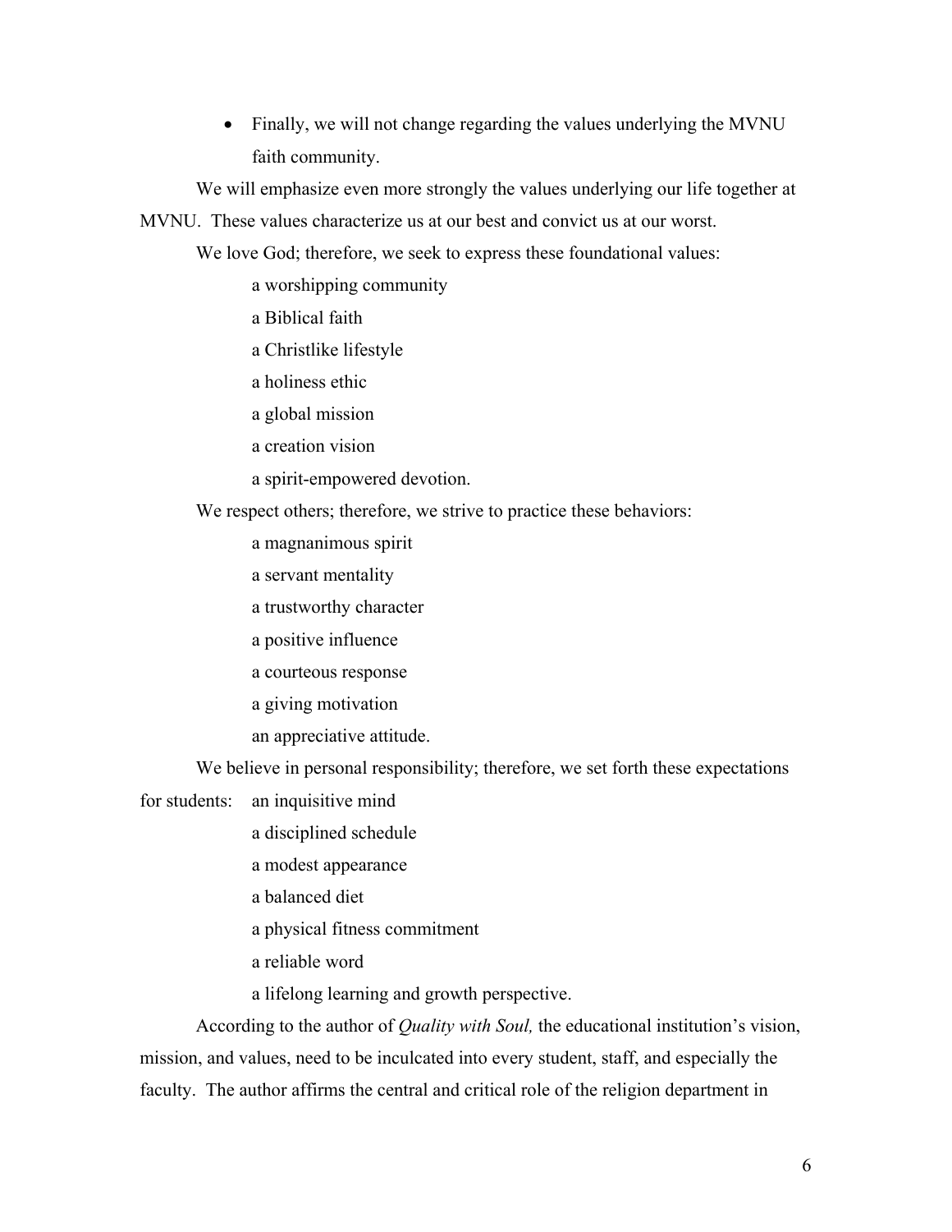- Finally, we will not change regarding the values underlying the MVNU faith community.

We will emphasize even more strongly the values underlying our life together at MVNU. These values characterize us at our best and convict us at our worst.

We love God; therefore, we seek to express these foundational values:

a worshipping community
a Biblical faith
a Christlike lifestyle
a holiness ethic
a global mission
a creation vision
a spirit-empowered devotion.

We respect others; therefore, we strive to practice these behaviors:

a magnanimous spirit
a servant mentality
a trustworthy character
a positive influence
a courteous response
a giving motivation
an appreciative attitude.

We believe in personal responsibility; therefore, we set forth these expectations for students:

an inquisitive mind
a disciplined schedule
a modest appearance
a balanced diet
a physical fitness commitment
a reliable word
a lifelong learning and growth perspective.

According to the author of *Quality with Soul,* the educational institution's vision, mission, and values, need to be inculcated into every student, staff, and especially the faculty. The author affirms the central and critical role of the religion department in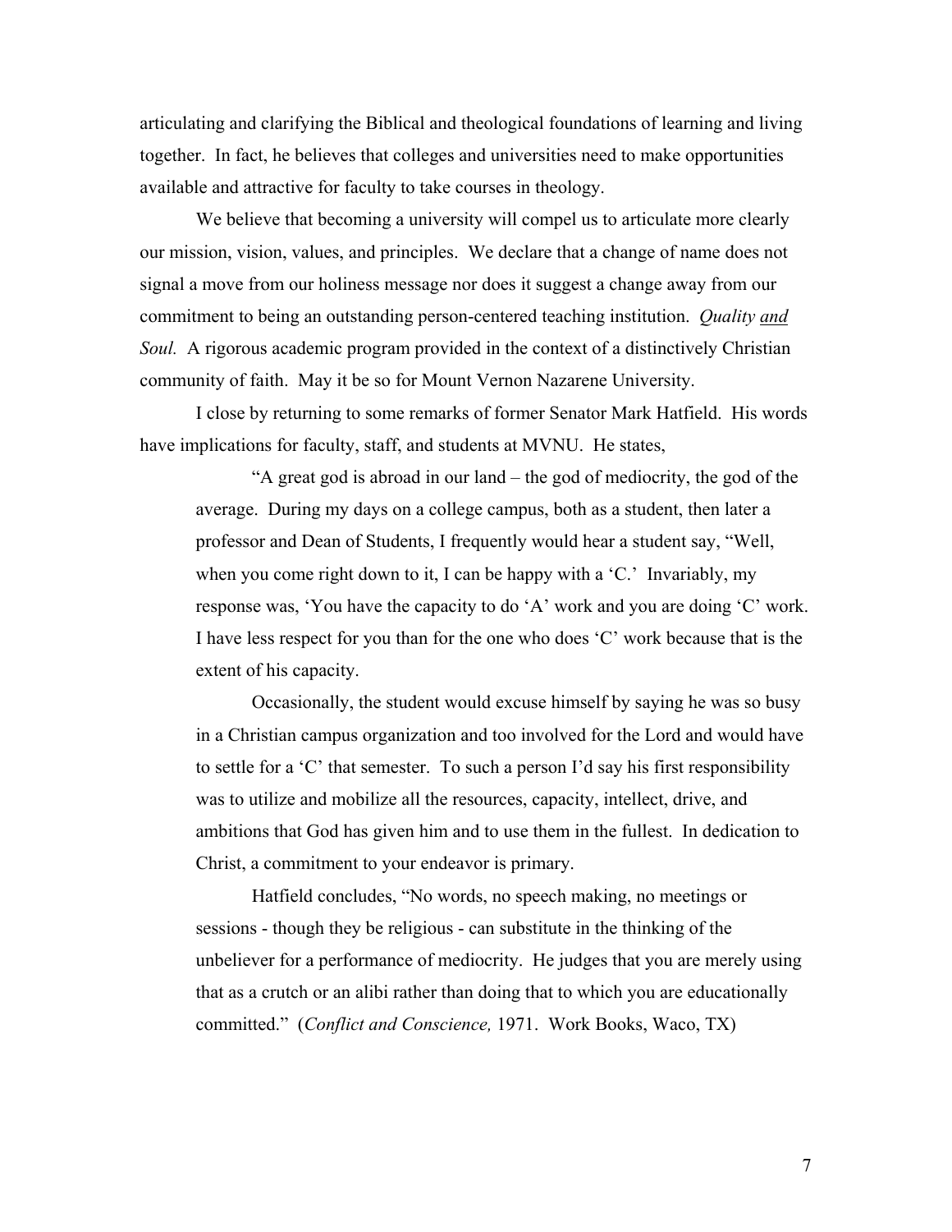articulating and clarifying the Biblical and theological foundations of learning and living together. In fact, he believes that colleges and universities need to make opportunities available and attractive for faculty to take courses in theology.

We believe that becoming a university will compel us to articulate more clearly our mission, vision, values, and principles. We declare that a change of name does not signal a move from our holiness message nor does it suggest a change away from our commitment to being an outstanding person-centered teaching institution. *Quality and Soul.* A rigorous academic program provided in the context of a distinctively Christian community of faith. May it be so for Mount Vernon Nazarene University.

I close by returning to some remarks of former Senator Mark Hatfield. His words have implications for faculty, staff, and students at MVNU. He states,

> "A great god is abroad in our land – the god of mediocrity, the god of the average. During my days on a college campus, both as a student, then later a professor and Dean of Students, I frequently would hear a student say, "Well, when you come right down to it, I can be happy with a 'C.' Invariably, my response was, 'You have the capacity to do 'A' work and you are doing 'C' work. I have less respect for you than for the one who does 'C' work because that is the extent of his capacity.
>
> Occasionally, the student would excuse himself by saying he was so busy in a Christian campus organization and too involved for the Lord and would have to settle for a 'C' that semester. To such a person I'd say his first responsibility was to utilize and mobilize all the resources, capacity, intellect, drive, and ambitions that God has given him and to use them in the fullest. In dedication to Christ, a commitment to your endeavor is primary.
>
> Hatfield concludes, "No words, no speech making, no meetings or sessions - though they be religious - can substitute in the thinking of the unbeliever for a performance of mediocrity. He judges that you are merely using that as a crutch or an alibi rather than doing that to which you are educationally committed." (*Conflict and Conscience,* 1971. Work Books, Waco, TX)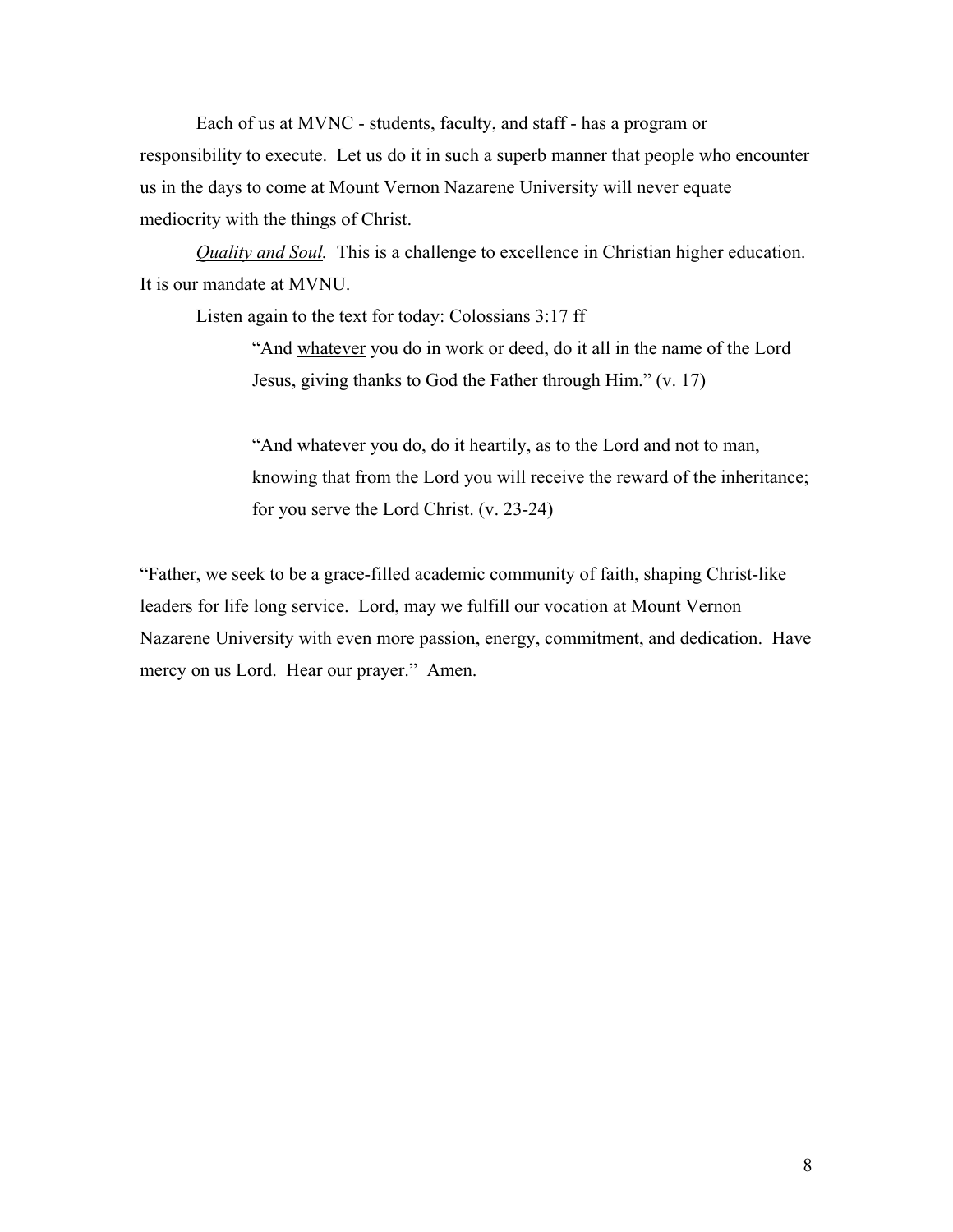Each of us at MVNC - students, faculty, and staff - has a program or responsibility to execute. Let us do it in such a superb manner that people who encounter us in the days to come at Mount Vernon Nazarene University will never equate mediocrity with the things of Christ.

*Quality and Soul.* This is a challenge to excellence in Christian higher education. It is our mandate at MVNU.

Listen again to the text for today: Colossians 3:17 ff

> "And whatever you do in work or deed, do it all in the name of the Lord Jesus, giving thanks to God the Father through Him." (v. 17)
>
> "And whatever you do, do it heartily, as to the Lord and not to man, knowing that from the Lord you will receive the reward of the inheritance; for you serve the Lord Christ. (v. 23-24)

"Father, we seek to be a grace-filled academic community of faith, shaping Christ-like leaders for life long service. Lord, may we fulfill our vocation at Mount Vernon Nazarene University with even more passion, energy, commitment, and dedication. Have mercy on us Lord. Hear our prayer." Amen.